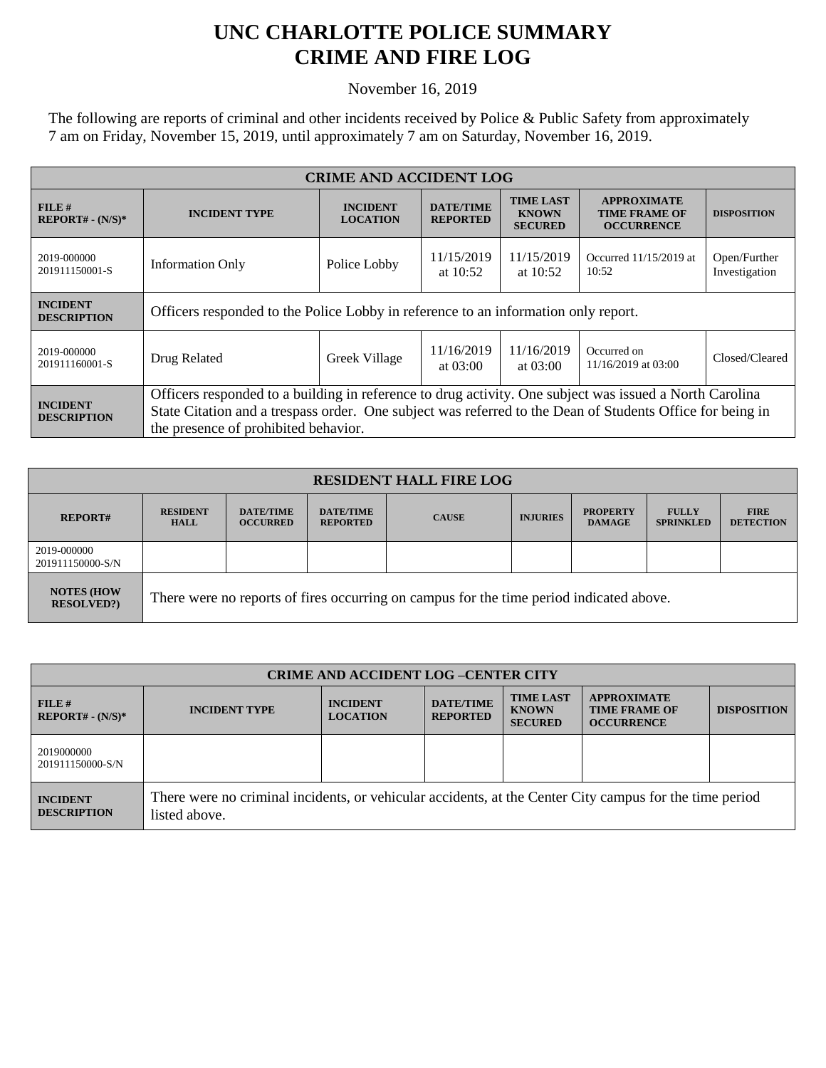# UNC CHARLOTTE POLICE SUMMARY
# CRIME AND FIRE LOG

November 16, 2019

The following are reports of criminal and other incidents received by Police & Public Safety from approximately 7 am on Friday, November 15, 2019, until approximately 7 am on Saturday, November 16, 2019.

| CRIME AND ACCIDENT LOG | | | | | | |
|---|---|---|---|---|---|---|
| **FILE # REPORT# - (N/S)*** | **INCIDENT TYPE** | **INCIDENT LOCATION** | **DATE/TIME REPORTED** | **TIME LAST KNOWN SECURED** | **APPROXIMATE TIME FRAME OF OCCURRENCE** | **DISPOSITION** |
| 2019-000000 201911150001-S | Information Only | Police Lobby | 11/15/2019 at 10:52 | 11/15/2019 at 10:52 | Occurred 11/15/2019 at 10:52 | Open/Further Investigation |
| **INCIDENT DESCRIPTION** | Officers responded to the Police Lobby in reference to an information only report. | | | | | |
| 2019-000000 201911160001-S | Drug Related | Greek Village | 11/16/2019 at 03:00 | 11/16/2019 at 03:00 | Occurred on 11/16/2019 at 03:00 | Closed/Cleared |
| **INCIDENT DESCRIPTION** | Officers responded to a building in reference to drug activity. One subject was issued a North Carolina State Citation and a trespass order. One subject was referred to the Dean of Students Office for being in the presence of prohibited behavior. | | | | | |

| RESIDENT HALL FIRE LOG | | | | | | | | |
|---|---|---|---|---|---|---|---|---|
| **REPORT#** | **RESIDENT HALL** | **DATE/TIME OCCURRED** | **DATE/TIME REPORTED** | **CAUSE** | **INJURIES** | **PROPERTY DAMAGE** | **FULLY SPRINKLED** | **FIRE DETECTION** |
| 2019-000000 201911150000-S/N | | | | | | | | |
| **NOTES (HOW RESOLVED?)** | There were no reports of fires occurring on campus for the time period indicated above. | | | | | | | |

| CRIME AND ACCIDENT LOG –CENTER CITY | | | | | | |
|---|---|---|---|---|---|---|
| **FILE # REPORT# - (N/S)*** | **INCIDENT TYPE** | **INCIDENT LOCATION** | **DATE/TIME REPORTED** | **TIME LAST KNOWN SECURED** | **APPROXIMATE TIME FRAME OF OCCURRENCE** | **DISPOSITION** |
| 2019000000 201911150000-S/N | | | | | | |
| **INCIDENT DESCRIPTION** | There were no criminal incidents, or vehicular accidents, at the Center City campus for the time period listed above. | | | | | |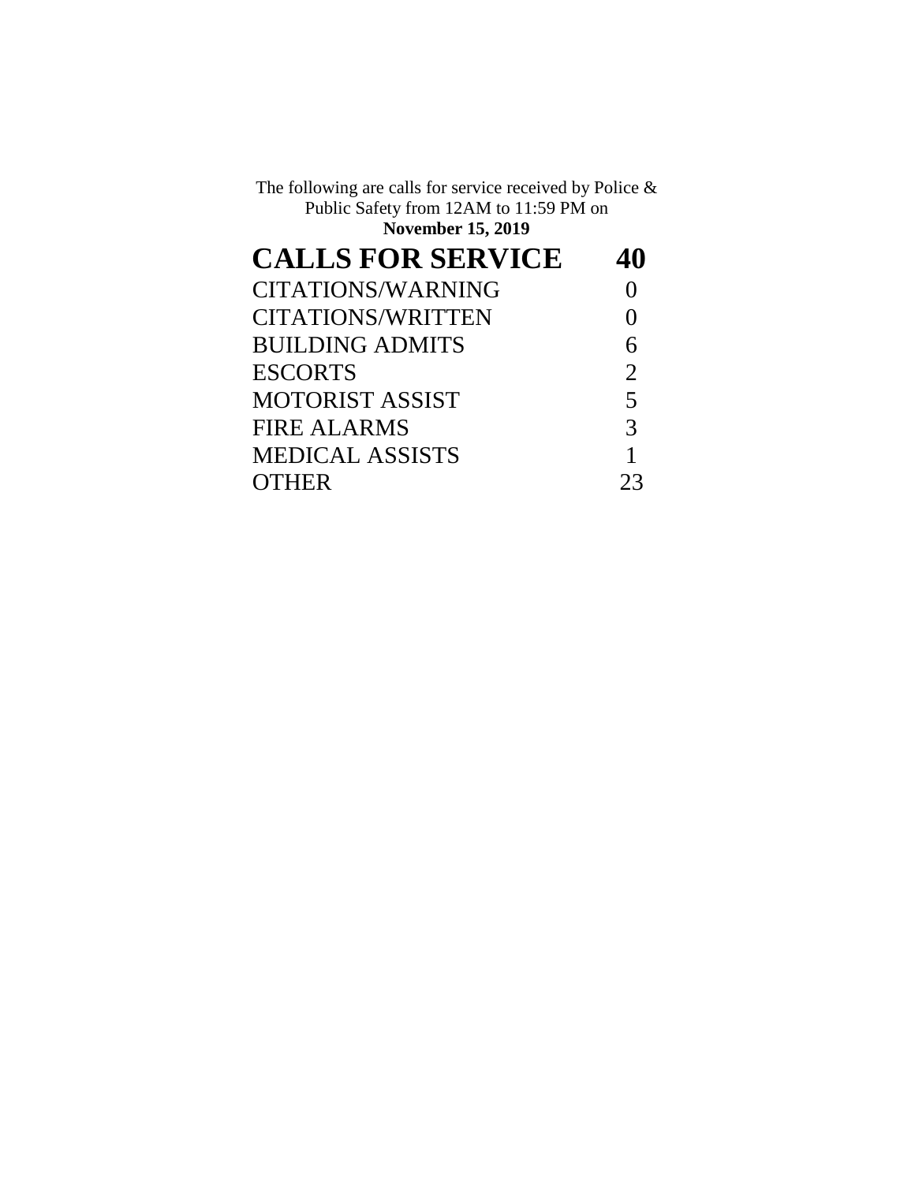The following are calls for service received by Police & Public Safety from 12AM to 11:59 PM on
**November 15, 2019**

| | |
|---|---|
| **CALLS FOR SERVICE** | **40** |
| CITATIONS/WARNING | 0 |
| CITATIONS/WRITTEN | 0 |
| BUILDING ADMITS | 6 |
| ESCORTS | 2 |
| MOTORIST ASSIST | 5 |
| FIRE ALARMS | 3 |
| MEDICAL ASSISTS | 1 |
| OTHER | 23 |